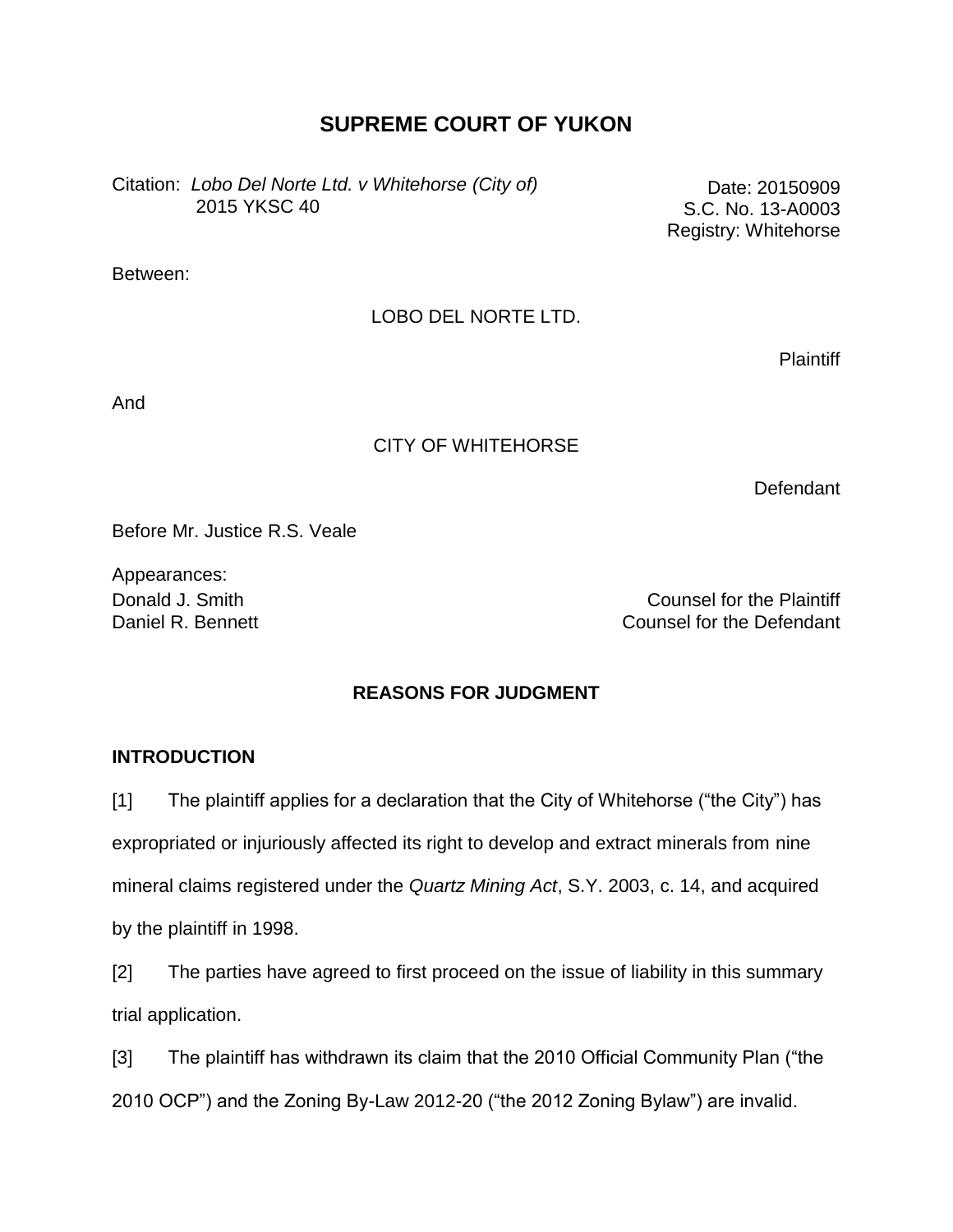# SUPREME COURT OF YUKON

Citation: *Lobo Del Norte Ltd. v Whitehorse (City of)* 2015 YKSC 40

Date: 20150909
S.C. No. 13-A0003
Registry: Whitehorse

Between:

LOBO DEL NORTE LTD.

Plaintiff

And

CITY OF WHITEHORSE

Defendant

Before Mr. Justice R.S. Veale

Appearances:

| | |
|---|---|
| Donald J. Smith | Counsel for the Plaintiff |
| Daniel R. Bennett | Counsel for the Defendant |

## REASONS FOR JUDGMENT

### INTRODUCTION

[1] The plaintiff applies for a declaration that the City of Whitehorse ("the City") has expropriated or injuriously affected its right to develop and extract minerals from nine mineral claims registered under the *Quartz Mining Act*, S.Y. 2003, c. 14, and acquired by the plaintiff in 1998.

[2] The parties have agreed to first proceed on the issue of liability in this summary trial application.

[3] The plaintiff has withdrawn its claim that the 2010 Official Community Plan ("the 2010 OCP") and the Zoning By-Law 2012-20 ("the 2012 Zoning Bylaw") are invalid.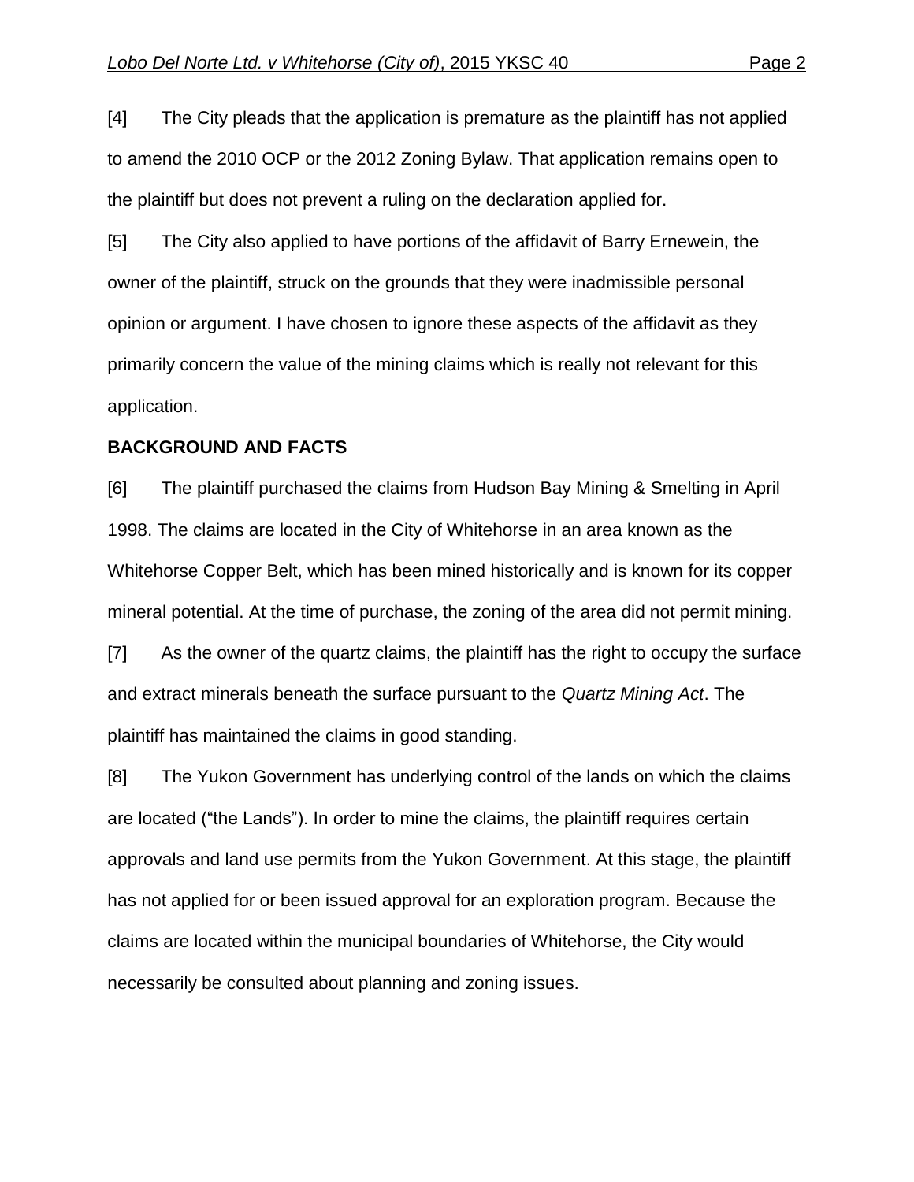[4] The City pleads that the application is premature as the plaintiff has not applied to amend the 2010 OCP or the 2012 Zoning Bylaw. That application remains open to the plaintiff but does not prevent a ruling on the declaration applied for.

[5] The City also applied to have portions of the affidavit of Barry Ernewein, the owner of the plaintiff, struck on the grounds that they were inadmissible personal opinion or argument. I have chosen to ignore these aspects of the affidavit as they primarily concern the value of the mining claims which is really not relevant for this application.

**BACKGROUND AND FACTS**

[6] The plaintiff purchased the claims from Hudson Bay Mining & Smelting in April 1998. The claims are located in the City of Whitehorse in an area known as the Whitehorse Copper Belt, which has been mined historically and is known for its copper mineral potential. At the time of purchase, the zoning of the area did not permit mining.

[7] As the owner of the quartz claims, the plaintiff has the right to occupy the surface and extract minerals beneath the surface pursuant to the *Quartz Mining Act*. The plaintiff has maintained the claims in good standing.

[8] The Yukon Government has underlying control of the lands on which the claims are located ("the Lands"). In order to mine the claims, the plaintiff requires certain approvals and land use permits from the Yukon Government. At this stage, the plaintiff has not applied for or been issued approval for an exploration program. Because the claims are located within the municipal boundaries of Whitehorse, the City would necessarily be consulted about planning and zoning issues.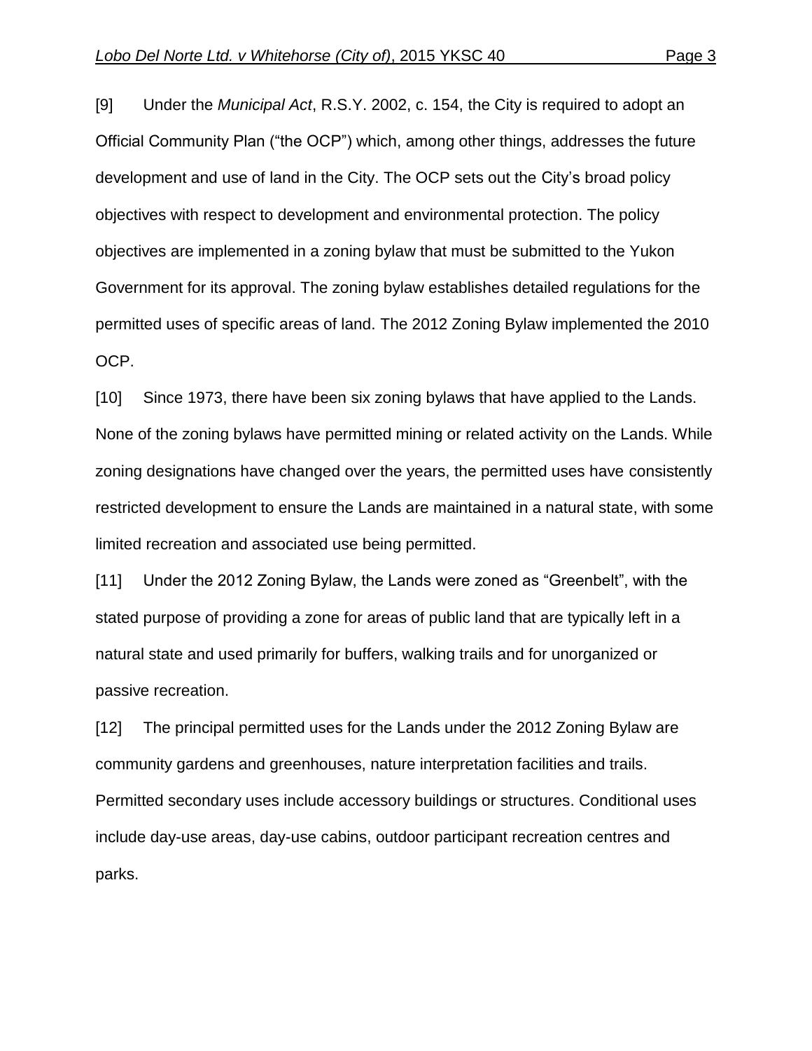[9] Under the *Municipal Act*, R.S.Y. 2002, c. 154, the City is required to adopt an Official Community Plan ("the OCP") which, among other things, addresses the future development and use of land in the City. The OCP sets out the City's broad policy objectives with respect to development and environmental protection. The policy objectives are implemented in a zoning bylaw that must be submitted to the Yukon Government for its approval. The zoning bylaw establishes detailed regulations for the permitted uses of specific areas of land. The 2012 Zoning Bylaw implemented the 2010 OCP.

[10] Since 1973, there have been six zoning bylaws that have applied to the Lands. None of the zoning bylaws have permitted mining or related activity on the Lands. While zoning designations have changed over the years, the permitted uses have consistently restricted development to ensure the Lands are maintained in a natural state, with some limited recreation and associated use being permitted.

[11] Under the 2012 Zoning Bylaw, the Lands were zoned as "Greenbelt", with the stated purpose of providing a zone for areas of public land that are typically left in a natural state and used primarily for buffers, walking trails and for unorganized or passive recreation.

[12] The principal permitted uses for the Lands under the 2012 Zoning Bylaw are community gardens and greenhouses, nature interpretation facilities and trails. Permitted secondary uses include accessory buildings or structures. Conditional uses include day-use areas, day-use cabins, outdoor participant recreation centres and parks.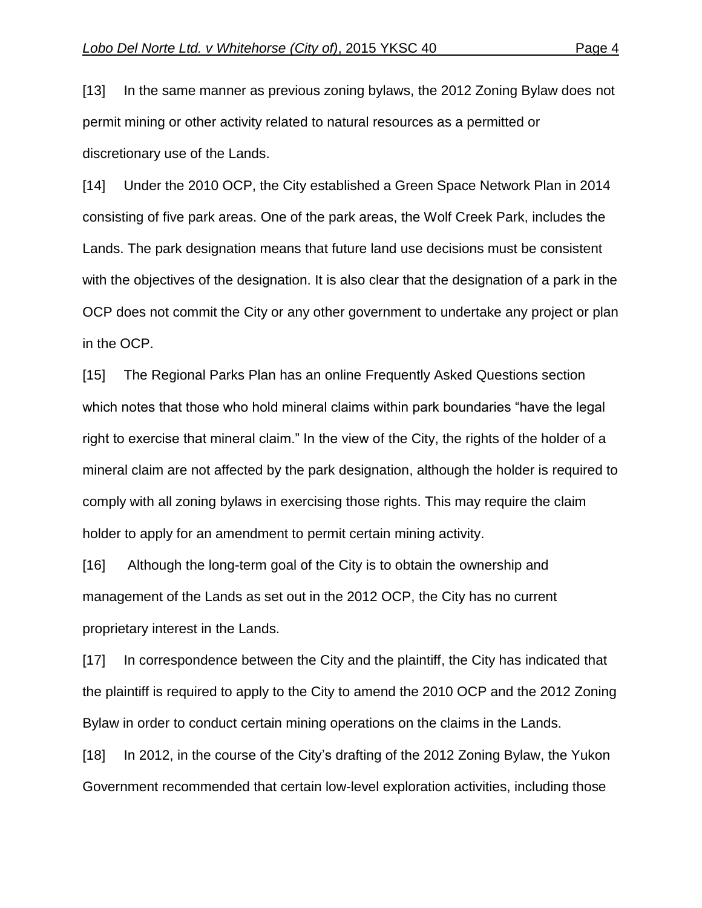[13] In the same manner as previous zoning bylaws, the 2012 Zoning Bylaw does not permit mining or other activity related to natural resources as a permitted or discretionary use of the Lands.

[14] Under the 2010 OCP, the City established a Green Space Network Plan in 2014 consisting of five park areas. One of the park areas, the Wolf Creek Park, includes the Lands. The park designation means that future land use decisions must be consistent with the objectives of the designation. It is also clear that the designation of a park in the OCP does not commit the City or any other government to undertake any project or plan in the OCP.

[15] The Regional Parks Plan has an online Frequently Asked Questions section which notes that those who hold mineral claims within park boundaries "have the legal right to exercise that mineral claim." In the view of the City, the rights of the holder of a mineral claim are not affected by the park designation, although the holder is required to comply with all zoning bylaws in exercising those rights. This may require the claim holder to apply for an amendment to permit certain mining activity.

[16] Although the long-term goal of the City is to obtain the ownership and management of the Lands as set out in the 2012 OCP, the City has no current proprietary interest in the Lands.

[17] In correspondence between the City and the plaintiff, the City has indicated that the plaintiff is required to apply to the City to amend the 2010 OCP and the 2012 Zoning Bylaw in order to conduct certain mining operations on the claims in the Lands.

[18] In 2012, in the course of the City's drafting of the 2012 Zoning Bylaw, the Yukon Government recommended that certain low-level exploration activities, including those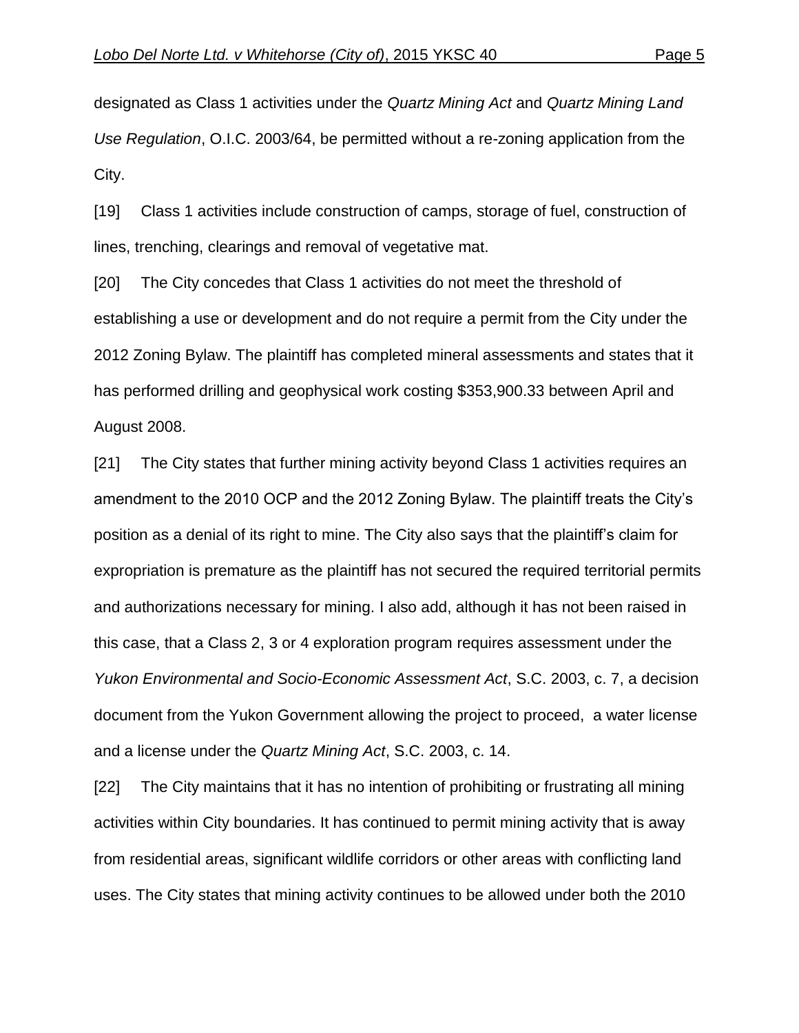designated as Class 1 activities under the *Quartz Mining Act* and *Quartz Mining Land Use Regulation*, O.I.C. 2003/64, be permitted without a re-zoning application from the City.

[19] Class 1 activities include construction of camps, storage of fuel, construction of lines, trenching, clearings and removal of vegetative mat.

[20] The City concedes that Class 1 activities do not meet the threshold of establishing a use or development and do not require a permit from the City under the 2012 Zoning Bylaw. The plaintiff has completed mineral assessments and states that it has performed drilling and geophysical work costing $353,900.33 between April and August 2008.

[21] The City states that further mining activity beyond Class 1 activities requires an amendment to the 2010 OCP and the 2012 Zoning Bylaw. The plaintiff treats the City's position as a denial of its right to mine. The City also says that the plaintiff's claim for expropriation is premature as the plaintiff has not secured the required territorial permits and authorizations necessary for mining. I also add, although it has not been raised in this case, that a Class 2, 3 or 4 exploration program requires assessment under the *Yukon Environmental and Socio-Economic Assessment Act*, S.C. 2003, c. 7, a decision document from the Yukon Government allowing the project to proceed, a water license and a license under the *Quartz Mining Act*, S.C. 2003, c. 14.

[22] The City maintains that it has no intention of prohibiting or frustrating all mining activities within City boundaries. It has continued to permit mining activity that is away from residential areas, significant wildlife corridors or other areas with conflicting land uses. The City states that mining activity continues to be allowed under both the 2010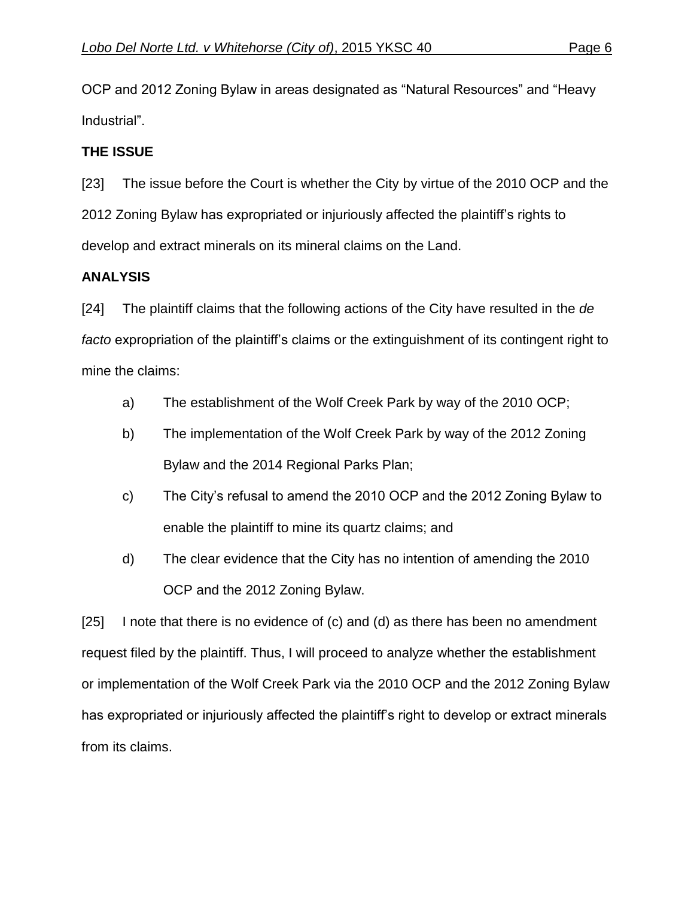OCP and 2012 Zoning Bylaw in areas designated as “Natural Resources” and “Heavy Industrial”.

**THE ISSUE**

[23] The issue before the Court is whether the City by virtue of the 2010 OCP and the 2012 Zoning Bylaw has expropriated or injuriously affected the plaintiff’s rights to develop and extract minerals on its mineral claims on the Land.

**ANALYSIS**

[24] The plaintiff claims that the following actions of the City have resulted in the *de facto* expropriation of the plaintiff’s claims or the extinguishment of its contingent right to mine the claims:

a) The establishment of the Wolf Creek Park by way of the 2010 OCP;

b) The implementation of the Wolf Creek Park by way of the 2012 Zoning Bylaw and the 2014 Regional Parks Plan;

c) The City’s refusal to amend the 2010 OCP and the 2012 Zoning Bylaw to enable the plaintiff to mine its quartz claims; and

d) The clear evidence that the City has no intention of amending the 2010 OCP and the 2012 Zoning Bylaw.

[25] I note that there is no evidence of (c) and (d) as there has been no amendment request filed by the plaintiff. Thus, I will proceed to analyze whether the establishment or implementation of the Wolf Creek Park via the 2010 OCP and the 2012 Zoning Bylaw has expropriated or injuriously affected the plaintiff’s right to develop or extract minerals from its claims.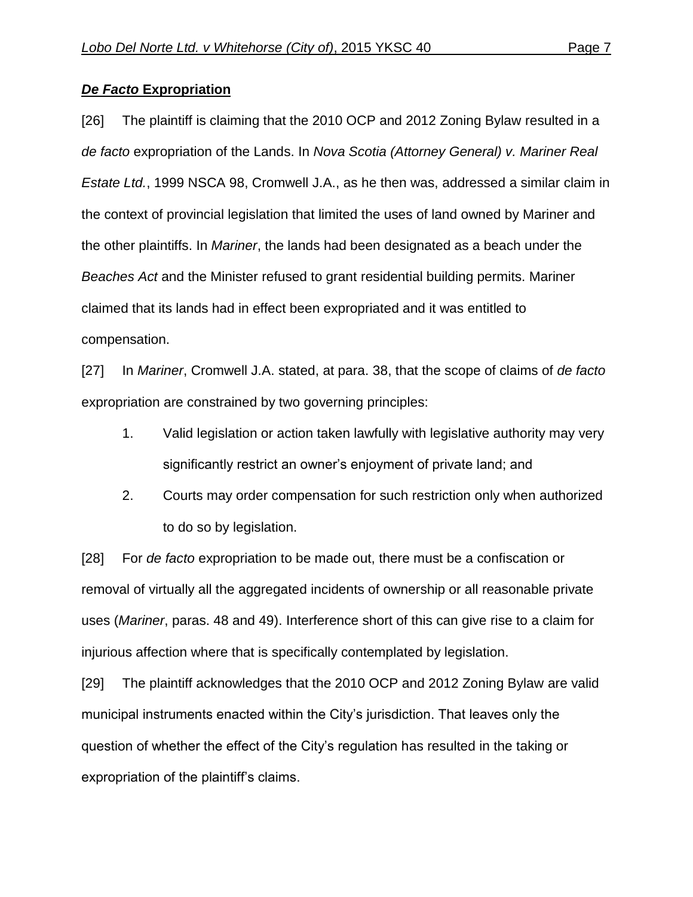## ***De Facto* Expropriation**

[26] The plaintiff is claiming that the 2010 OCP and 2012 Zoning Bylaw resulted in a *de facto* expropriation of the Lands. In *Nova Scotia (Attorney General) v. Mariner Real Estate Ltd.*, 1999 NSCA 98, Cromwell J.A., as he then was, addressed a similar claim in the context of provincial legislation that limited the uses of land owned by Mariner and the other plaintiffs. In *Mariner*, the lands had been designated as a beach under the *Beaches Act* and the Minister refused to grant residential building permits. Mariner claimed that its lands had in effect been expropriated and it was entitled to compensation.

[27] In *Mariner*, Cromwell J.A. stated, at para. 38, that the scope of claims of *de facto* expropriation are constrained by two governing principles:

1. Valid legislation or action taken lawfully with legislative authority may very significantly restrict an owner's enjoyment of private land; and
2. Courts may order compensation for such restriction only when authorized to do so by legislation.

[28] For *de facto* expropriation to be made out, there must be a confiscation or removal of virtually all the aggregated incidents of ownership or all reasonable private uses (*Mariner*, paras. 48 and 49). Interference short of this can give rise to a claim for injurious affection where that is specifically contemplated by legislation.

[29] The plaintiff acknowledges that the 2010 OCP and 2012 Zoning Bylaw are valid municipal instruments enacted within the City's jurisdiction. That leaves only the question of whether the effect of the City's regulation has resulted in the taking or expropriation of the plaintiff's claims.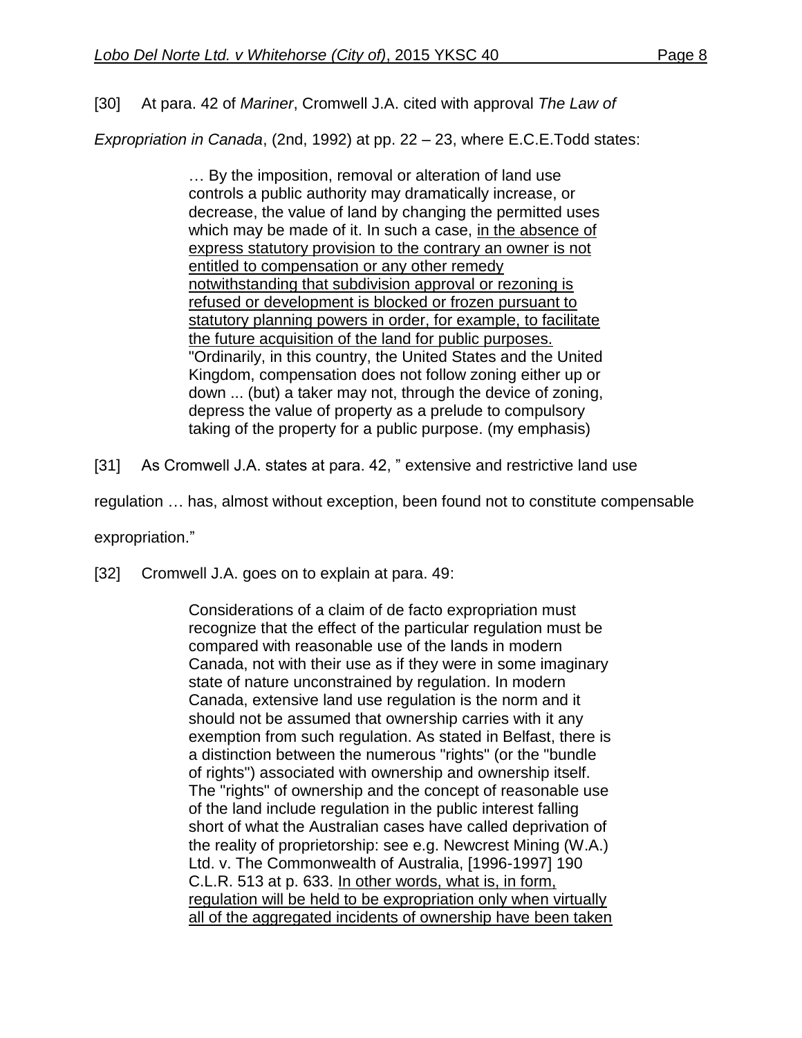[30] At para. 42 of *Mariner*, Cromwell J.A. cited with approval *The Law of Expropriation in Canada*, (2nd, 1992) at pp. 22 – 23, where E.C.E.Todd states:

> … By the imposition, removal or alteration of land use controls a public authority may dramatically increase, or decrease, the value of land by changing the permitted uses which may be made of it. In such a case, <u>in the absence of express statutory provision to the contrary an owner is not entitled to compensation or any other remedy notwithstanding that subdivision approval or rezoning is refused or development is blocked or frozen pursuant to statutory planning powers in order, for example, to facilitate the future acquisition of the land for public purposes.</u> "Ordinarily, in this country, the United States and the United Kingdom, compensation does not follow zoning either up or down ... (but) a taker may not, through the device of zoning, depress the value of property as a prelude to compulsory taking of the property for a public purpose. (my emphasis)

[31] As Cromwell J.A. states at para. 42, " extensive and restrictive land use regulation … has, almost without exception, been found not to constitute compensable expropriation."

[32] Cromwell J.A. goes on to explain at para. 49:

> Considerations of a claim of de facto expropriation must recognize that the effect of the particular regulation must be compared with reasonable use of the lands in modern Canada, not with their use as if they were in some imaginary state of nature unconstrained by regulation. In modern Canada, extensive land use regulation is the norm and it should not be assumed that ownership carries with it any exemption from such regulation. As stated in Belfast, there is a distinction between the numerous "rights" (or the "bundle of rights") associated with ownership and ownership itself. The "rights" of ownership and the concept of reasonable use of the land include regulation in the public interest falling short of what the Australian cases have called deprivation of the reality of proprietorship: see e.g. Newcrest Mining (W.A.) Ltd. v. The Commonwealth of Australia, [1996-1997] 190 C.L.R. 513 at p. 633. <u>In other words, what is, in form, regulation will be held to be expropriation only when virtually all of the aggregated incidents of ownership have been taken</u>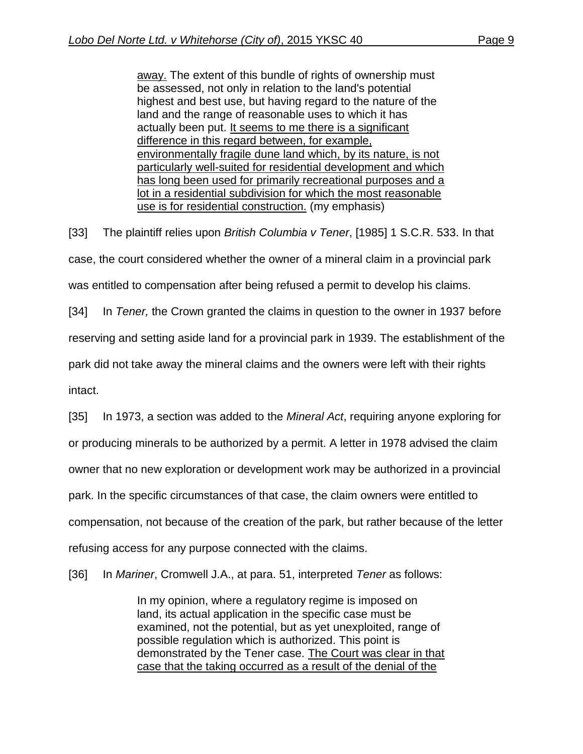> away. The extent of this bundle of rights of ownership must be assessed, not only in relation to the land's potential highest and best use, but having regard to the nature of the land and the range of reasonable uses to which it has actually been put. It seems to me there is a significant difference in this regard between, for example, environmentally fragile dune land which, by its nature, is not particularly well-suited for residential development and which has long been used for primarily recreational purposes and a lot in a residential subdivision for which the most reasonable use is for residential construction. (my emphasis)

[33] The plaintiff relies upon *British Columbia v Tener*, [1985] 1 S.C.R. 533. In that case, the court considered whether the owner of a mineral claim in a provincial park was entitled to compensation after being refused a permit to develop his claims.

[34] In *Tener,* the Crown granted the claims in question to the owner in 1937 before reserving and setting aside land for a provincial park in 1939. The establishment of the park did not take away the mineral claims and the owners were left with their rights intact.

[35] In 1973, a section was added to the *Mineral Act*, requiring anyone exploring for or producing minerals to be authorized by a permit. A letter in 1978 advised the claim owner that no new exploration or development work may be authorized in a provincial park. In the specific circumstances of that case, the claim owners were entitled to compensation, not because of the creation of the park, but rather because of the letter refusing access for any purpose connected with the claims.

[36] In *Mariner*, Cromwell J.A., at para. 51, interpreted *Tener* as follows:

> In my opinion, where a regulatory regime is imposed on land, its actual application in the specific case must be examined, not the potential, but as yet unexploited, range of possible regulation which is authorized. This point is demonstrated by the Tener case. The Court was clear in that case that the taking occurred as a result of the denial of the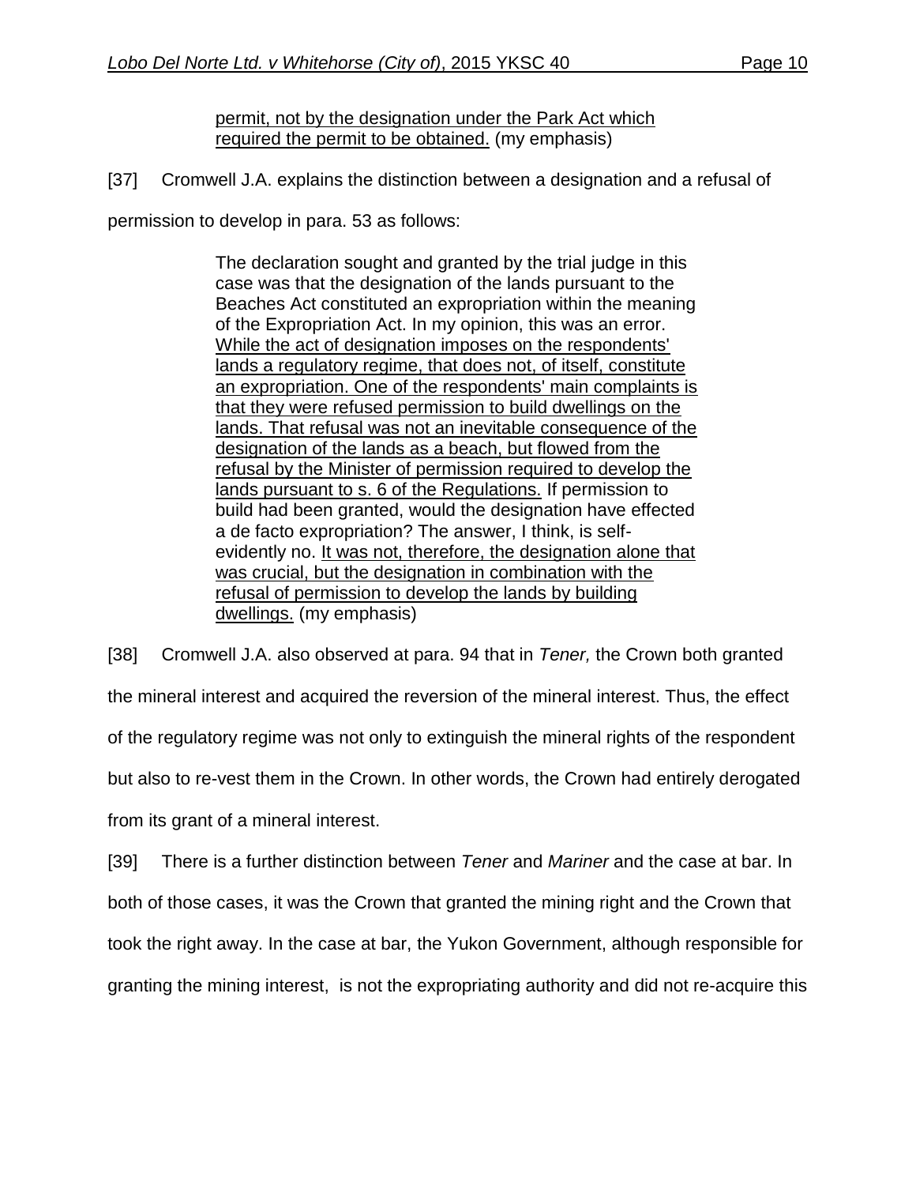> permit, not by the designation under the Park Act which required the permit to be obtained. (my emphasis)

[37] Cromwell J.A. explains the distinction between a designation and a refusal of permission to develop in para. 53 as follows:

> The declaration sought and granted by the trial judge in this case was that the designation of the lands pursuant to the Beaches Act constituted an expropriation within the meaning of the Expropriation Act. In my opinion, this was an error. While the act of designation imposes on the respondents' lands a regulatory regime, that does not, of itself, constitute an expropriation. One of the respondents' main complaints is that they were refused permission to build dwellings on the lands. That refusal was not an inevitable consequence of the designation of the lands as a beach, but flowed from the refusal by the Minister of permission required to develop the lands pursuant to s. 6 of the Regulations. If permission to build had been granted, would the designation have effected a de facto expropriation? The answer, I think, is self-evidently no. It was not, therefore, the designation alone that was crucial, but the designation in combination with the refusal of permission to develop the lands by building dwellings. (my emphasis)

[38] Cromwell J.A. also observed at para. 94 that in *Tener,* the Crown both granted the mineral interest and acquired the reversion of the mineral interest. Thus, the effect of the regulatory regime was not only to extinguish the mineral rights of the respondent but also to re-vest them in the Crown. In other words, the Crown had entirely derogated from its grant of a mineral interest.

[39] There is a further distinction between *Tener* and *Mariner* and the case at bar. In both of those cases, it was the Crown that granted the mining right and the Crown that took the right away. In the case at bar, the Yukon Government, although responsible for granting the mining interest, is not the expropriating authority and did not re-acquire this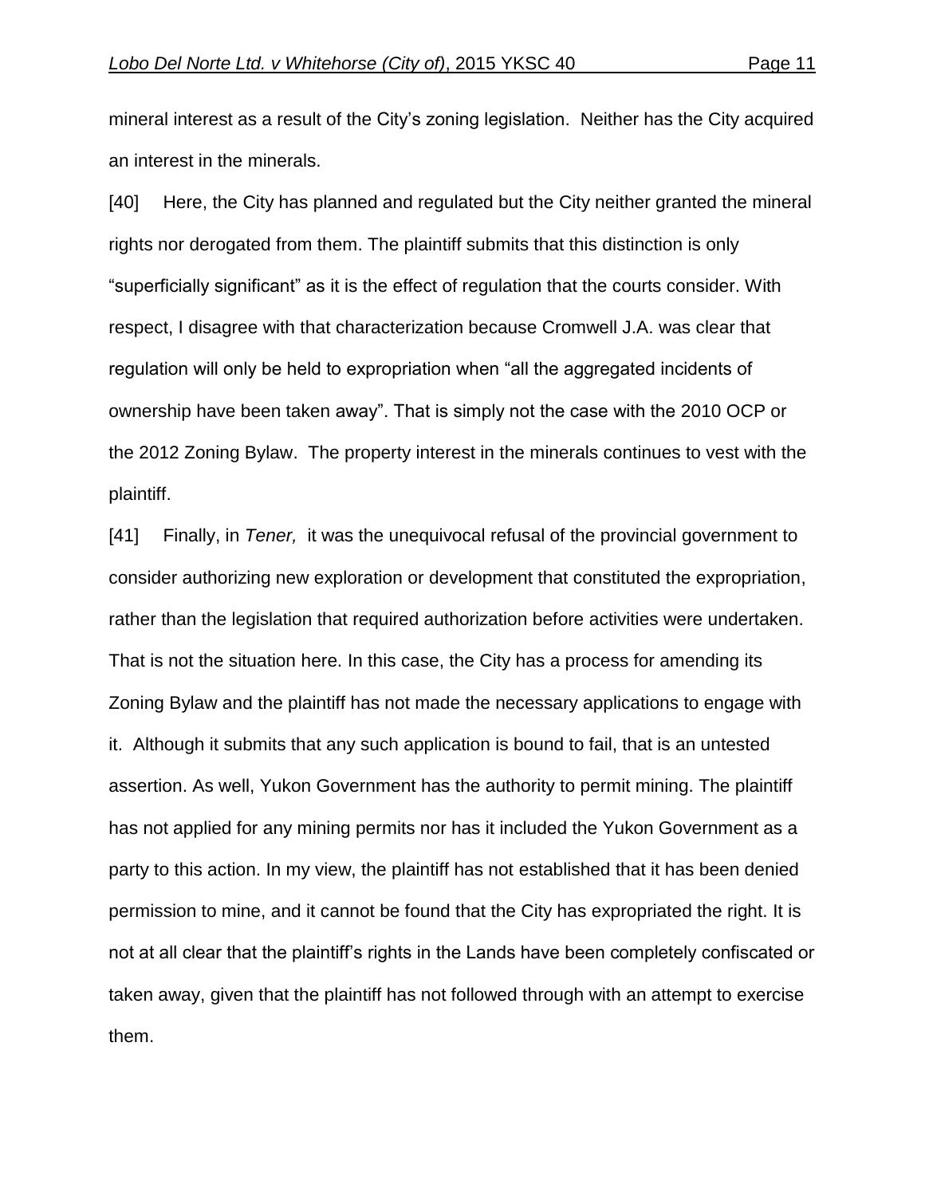mineral interest as a result of the City's zoning legislation. Neither has the City acquired an interest in the minerals.

[40] Here, the City has planned and regulated but the City neither granted the mineral rights nor derogated from them. The plaintiff submits that this distinction is only "superficially significant" as it is the effect of regulation that the courts consider. With respect, I disagree with that characterization because Cromwell J.A. was clear that regulation will only be held to expropriation when "all the aggregated incidents of ownership have been taken away". That is simply not the case with the 2010 OCP or the 2012 Zoning Bylaw. The property interest in the minerals continues to vest with the plaintiff.

[41] Finally, in *Tener,* it was the unequivocal refusal of the provincial government to consider authorizing new exploration or development that constituted the expropriation, rather than the legislation that required authorization before activities were undertaken. That is not the situation here. In this case, the City has a process for amending its Zoning Bylaw and the plaintiff has not made the necessary applications to engage with it. Although it submits that any such application is bound to fail, that is an untested assertion. As well, Yukon Government has the authority to permit mining. The plaintiff has not applied for any mining permits nor has it included the Yukon Government as a party to this action. In my view, the plaintiff has not established that it has been denied permission to mine, and it cannot be found that the City has expropriated the right. It is not at all clear that the plaintiff's rights in the Lands have been completely confiscated or taken away, given that the plaintiff has not followed through with an attempt to exercise them.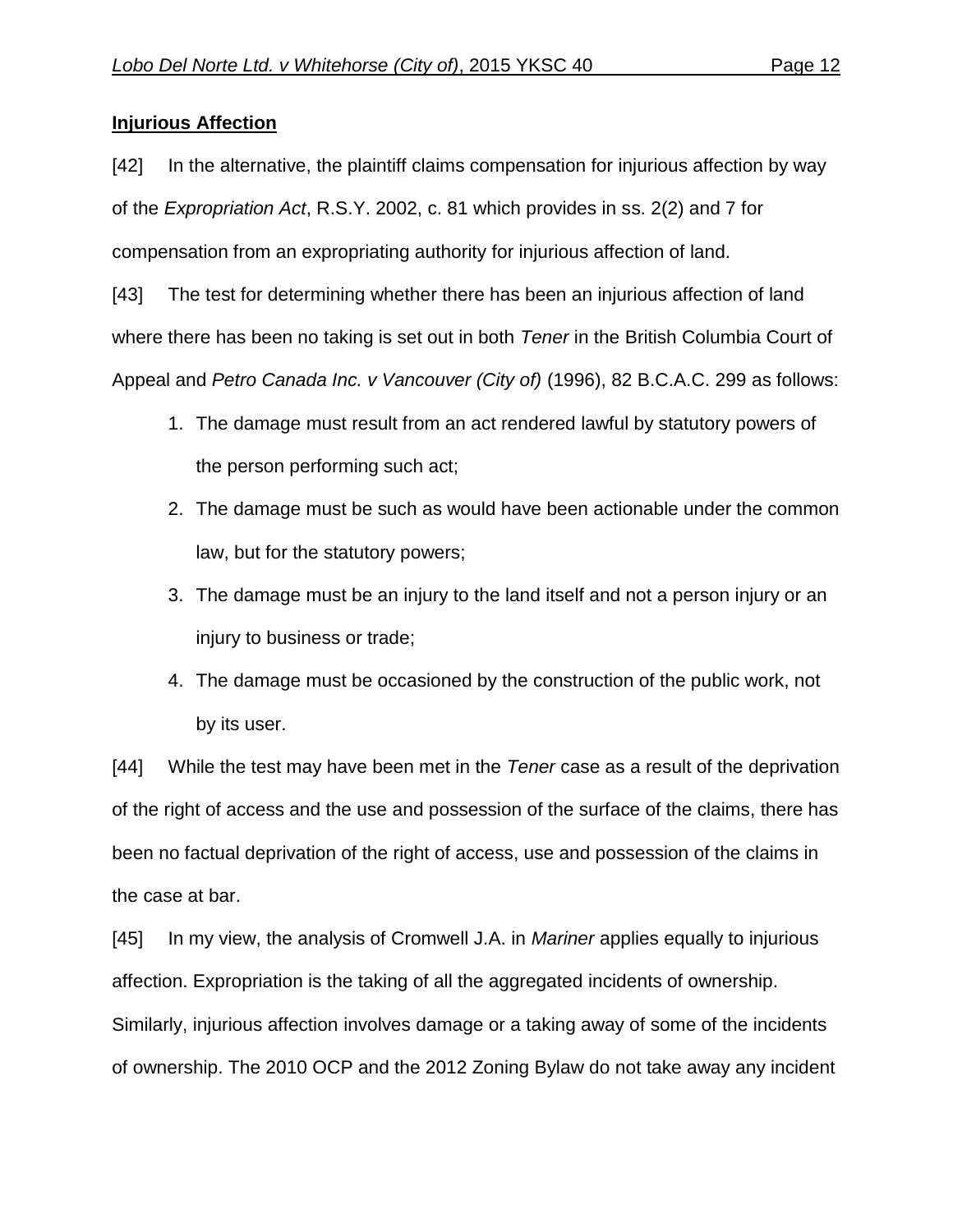**Injurious Affection**

[42] In the alternative, the plaintiff claims compensation for injurious affection by way of the *Expropriation Act*, R.S.Y. 2002, c. 81 which provides in ss. 2(2) and 7 for compensation from an expropriating authority for injurious affection of land.

[43] The test for determining whether there has been an injurious affection of land where there has been no taking is set out in both *Tener* in the British Columbia Court of Appeal and *Petro Canada Inc. v Vancouver (City of)* (1996), 82 B.C.A.C. 299 as follows:

1. The damage must result from an act rendered lawful by statutory powers of the person performing such act;
2. The damage must be such as would have been actionable under the common law, but for the statutory powers;
3. The damage must be an injury to the land itself and not a person injury or an injury to business or trade;
4. The damage must be occasioned by the construction of the public work, not by its user.

[44] While the test may have been met in the *Tener* case as a result of the deprivation of the right of access and the use and possession of the surface of the claims, there has been no factual deprivation of the right of access, use and possession of the claims in the case at bar.

[45] In my view, the analysis of Cromwell J.A. in *Mariner* applies equally to injurious affection. Expropriation is the taking of all the aggregated incidents of ownership. Similarly, injurious affection involves damage or a taking away of some of the incidents of ownership. The 2010 OCP and the 2012 Zoning Bylaw do not take away any incident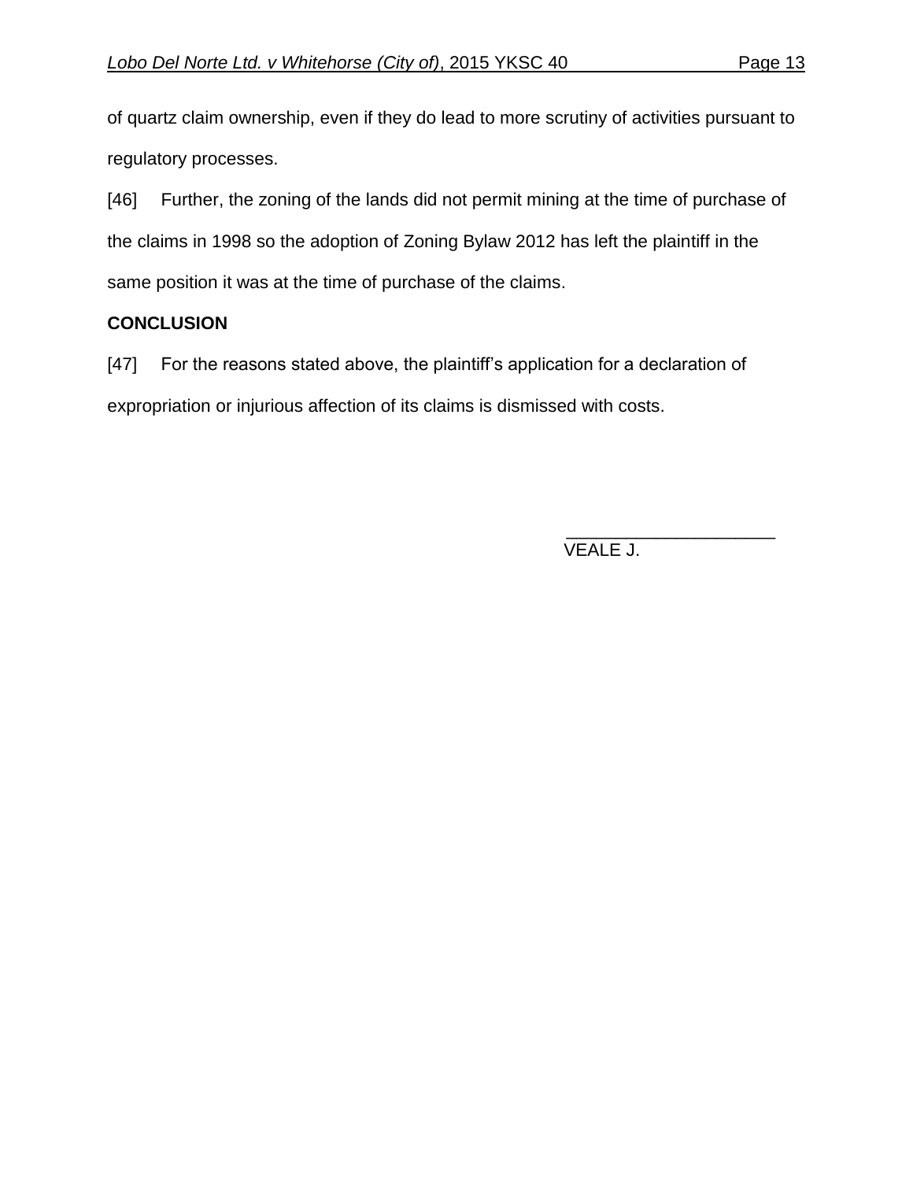of quartz claim ownership, even if they do lead to more scrutiny of activities pursuant to regulatory processes.

[46] Further, the zoning of the lands did not permit mining at the time of purchase of the claims in 1998 so the adoption of Zoning Bylaw 2012 has left the plaintiff in the same position it was at the time of purchase of the claims.

**CONCLUSION**

[47] For the reasons stated above, the plaintiff's application for a declaration of expropriation or injurious affection of its claims is dismissed with costs.

_____________________

VEALE J.